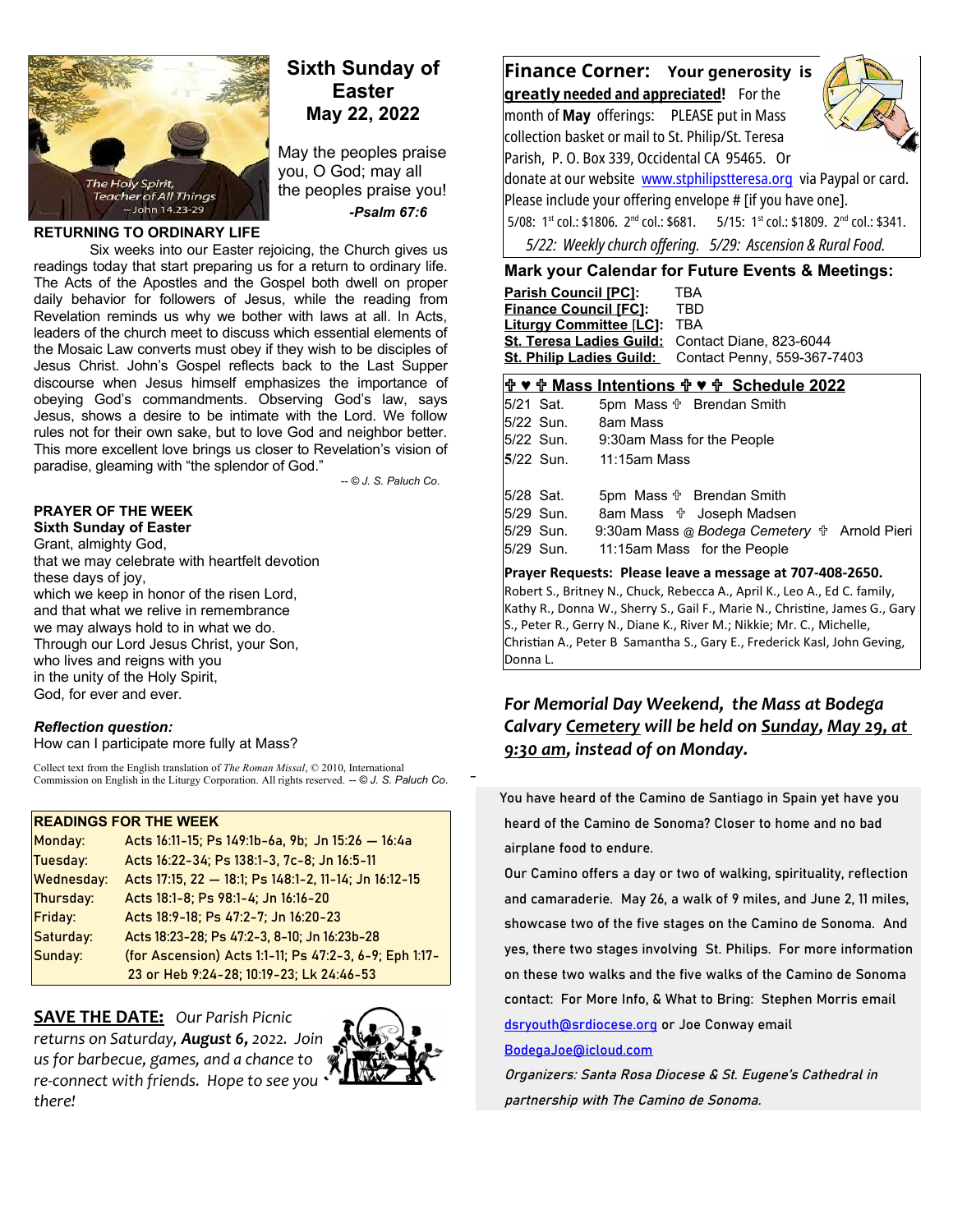# Sixth Sunday of Easter

## May 22, 2022

May the peoples praise you, O God; may all the peoples praise you!

*-Psalm 67:6*

The Holy Spirit, Teacher of All Things ~John 14.23-29

### RETURNING TO ORDINARY LIFE

Six weeks into our Easter rejoicing, the Church gives us readings today that start preparing us for a return to ordinary life. The Acts of the Apostles and the Gospel both dwell on proper daily behavior for followers of Jesus, while the reading from Revelation reminds us why we bother with laws at all. In Acts, leaders of the church meet to discuss which essential elements of the Mosaic Law converts must obey if they wish to be disciples of Jesus Christ. John's Gospel reflects back to the Last Supper discourse when Jesus himself emphasizes the importance of obeying God's commandments. Observing God's law, says Jesus, shows a desire to be intimate with the Lord. We follow rules not for their own sake, but to love God and neighbor better. This more excellent love brings us closer to Revelation's vision of paradise, gleaming with "the splendor of God."

*-- © J. S. Paluch Co.*

### PRAYER OF THE WEEK

**Sixth Sunday of Easter**

Grant, almighty God,
that we may celebrate with heartfelt devotion
these days of joy,
which we keep in honor of the risen Lord,
and that what we relive in remembrance
we may always hold to in what we do.
Through our Lord Jesus Christ, your Son,
who lives and reigns with you
in the unity of the Holy Spirit,
God, for ever and ever.

***Reflection question:***
How can I participate more fully at Mass?

Collect text from the English translation of *The Roman Missal*, © 2010, International Commission on English in the Liturgy Corporation. All rights reserved. -- *© J. S. Paluch Co.*

| READINGS FOR THE WEEK | |
|---|---|
| Monday: | Acts 16:11-15; Ps 149:1b-6a, 9b; Jn 15:26 — 16:4a |
| Tuesday: | Acts 16:22-34; Ps 138:1-3, 7c-8; Jn 16:5-11 |
| Wednesday: | Acts 17:15, 22 — 18:1; Ps 148:1-2, 11-14; Jn 16:12-15 |
| Thursday: | Acts 18:1-8; Ps 98:1-4; Jn 16:16-20 |
| Friday: | Acts 18:9-18; Ps 47:2-7; Jn 16:20-23 |
| Saturday: | Acts 18:23-28; Ps 47:2-3, 8-10; Jn 16:23b-28 |
| Sunday: | (for Ascension) Acts 1:1-11; Ps 47:2-3, 6-9; Eph 1:17-23 or Heb 9:24-28; 10:19-23; Lk 24:46-53 |

**SAVE THE DATE:** *Our Parish Picnic returns on Saturday, **August 6,** 2022. Join us for barbecue, games, and a chance to re-connect with friends. Hope to see you there!*

## Finance Corner: Your generosity is greatly needed and appreciated!

For the month of **May** offerings: PLEASE put in Mass collection basket or mail to St. Philip/St. Teresa Parish, P. O. Box 339, Occidental CA 95465. Or donate at our website www.stphilipstteresa.org via Paypal or card. Please include your offering envelope # [if you have one].

5/08: 1st col.: $1806. 2nd col.: $681. 5/15: 1st col.: $1809. 2nd col.: $341.

*5/22: Weekly church offering. 5/29: Ascension & Rural Food.*

## Mark your Calendar for Future Events & Meetings:

| | |
|---|---|
| **Parish Council [PC]:** | TBA |
| **Finance Council [FC]:** | TBD |
| **Liturgy Committee [LC]:** | TBA |
| **St. Teresa Ladies Guild:** | Contact Diane, 823-6044 |
| **St. Philip Ladies Guild:** | Contact Penny, 559-367-7403 |

## ✞ ♥ ✞ Mass Intentions ✞ ♥ ✞ Schedule 2022

| | | |
|---|---|---|
| 5/21 Sat. | 5pm Mass ✞ | Brendan Smith |
| 5/22 Sun. | 8am Mass | |
| 5/22 Sun. | 9:30am Mass for the People | |
| 5/22 Sun. | 11:15am Mass | |
| 5/28 Sat. | 5pm Mass ✞ | Brendan Smith |
| 5/29 Sun. | 8am Mass ✞ | Joseph Madsen |
| 5/29 Sun. | 9:30am Mass @ *Bodega Cemetery* ✞ | Arnold Pieri |
| 5/29 Sun. | 11:15am Mass for the People | |

**Prayer Requests: Please leave a message at 707-408-2650.**
Robert S., Britney N., Chuck, Rebecca A., April K., Leo A., Ed C. family, Kathy R., Donna W., Sherry S., Gail F., Marie N., Christine, James G., Gary S., Peter R., Gerry N., Diane K., River M.; Nikkie; Mr. C., Michelle, Christian A., Peter B Samantha S., Gary E., Frederick Kasl, John Geving, Donna L.

***For Memorial Day Weekend, the Mass at Bodega Calvary Cemetery will be held on Sunday, May 29, at 9:30 am, instead of on Monday.***

You have heard of the Camino de Santiago in Spain yet have you heard of the Camino de Sonoma? Closer to home and no bad airplane food to endure.

Our Camino offers a day or two of walking, spirituality, reflection and camaraderie. May 26, a walk of 9 miles, and June 2, 11 miles, showcase two of the five stages on the Camino de Sonoma. And yes, there two stages involving St. Philips. For more information on these two walks and the five walks of the Camino de Sonoma contact: For More Info, & What to Bring: Stephen Morris email dsryouth@srdiocese.org or Joe Conway email BodegaJoe@icloud.com

*Organizers: Santa Rosa Diocese & St. Eugene's Cathedral in partnership with The Camino de Sonoma.*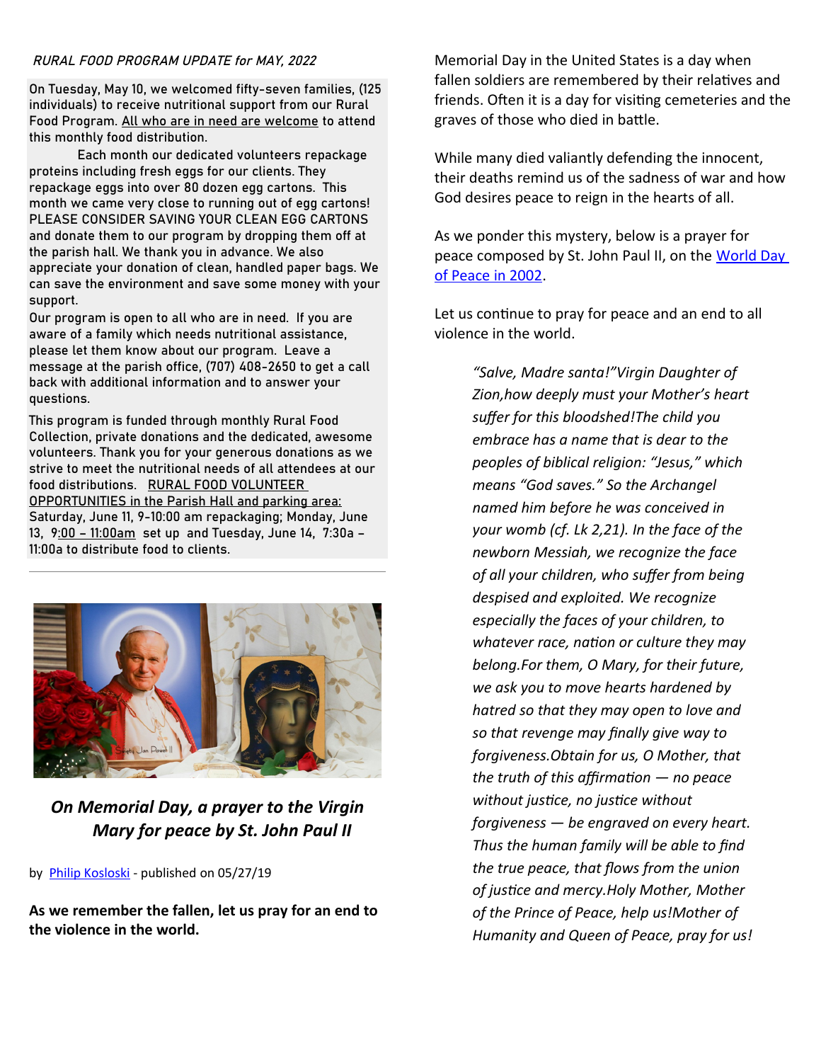*RURAL FOOD PROGRAM UPDATE for MAY, 2022*

On Tuesday, May 10, we welcomed fifty-seven families, (125 individuals) to receive nutritional support from our Rural Food Program. All who are in need are welcome to attend this monthly food distribution.

Each month our dedicated volunteers repackage proteins including fresh eggs for our clients. They repackage eggs into over 80 dozen egg cartons. This month we came very close to running out of egg cartons! PLEASE CONSIDER SAVING YOUR CLEAN EGG CARTONS and donate them to our program by dropping them off at the parish hall. We thank you in advance. We also appreciate your donation of clean, handled paper bags. We can save the environment and save some money with your support.

Our program is open to all who are in need. If you are aware of a family which needs nutritional assistance, please let them know about our program. Leave a message at the parish office, (707) 408-2650 to get a call back with additional information and to answer your questions.

This program is funded through monthly Rural Food Collection, private donations and the dedicated, awesome volunteers. Thank you for your generous donations as we strive to meet the nutritional needs of all attendees at our food distributions. RURAL FOOD VOLUNTEER OPPORTUNITIES in the Parish Hall and parking area: Saturday, June 11, 9-10:00 am repackaging; Monday, June 13, 9:00 – 11:00am set up and Tuesday, June 14, 7:30a – 11:00a to distribute food to clients.

---

## *On Memorial Day, a prayer to the Virgin Mary for peace by St. John Paul II*

by Philip Kosloski - published on 05/27/19

**As we remember the fallen, let us pray for an end to the violence in the world.**

Memorial Day in the United States is a day when fallen soldiers are remembered by their relatives and friends. Often it is a day for visiting cemeteries and the graves of those who died in battle.

While many died valiantly defending the innocent, their deaths remind us of the sadness of war and how God desires peace to reign in the hearts of all.

As we ponder this mystery, below is a prayer for peace composed by St. John Paul II, on the World Day of Peace in 2002.

Let us continue to pray for peace and an end to all violence in the world.

> *"Salve, Madre santa!"Virgin Daughter of Zion,how deeply must your Mother's heart suffer for this bloodshed!The child you embrace has a name that is dear to the peoples of biblical religion: "Jesus," which means "God saves." So the Archangel named him before he was conceived in your womb (cf. Lk 2,21). In the face of the newborn Messiah, we recognize the face of all your children, who suffer from being despised and exploited. We recognize especially the faces of your children, to whatever race, nation or culture they may belong.For them, O Mary, for their future, we ask you to move hearts hardened by hatred so that they may open to love and so that revenge may finally give way to forgiveness.Obtain for us, O Mother, that the truth of this affirmation — no peace without justice, no justice without forgiveness — be engraved on every heart. Thus the human family will be able to find the true peace, that flows from the union of justice and mercy.Holy Mother, Mother of the Prince of Peace, help us!Mother of Humanity and Queen of Peace, pray for us!*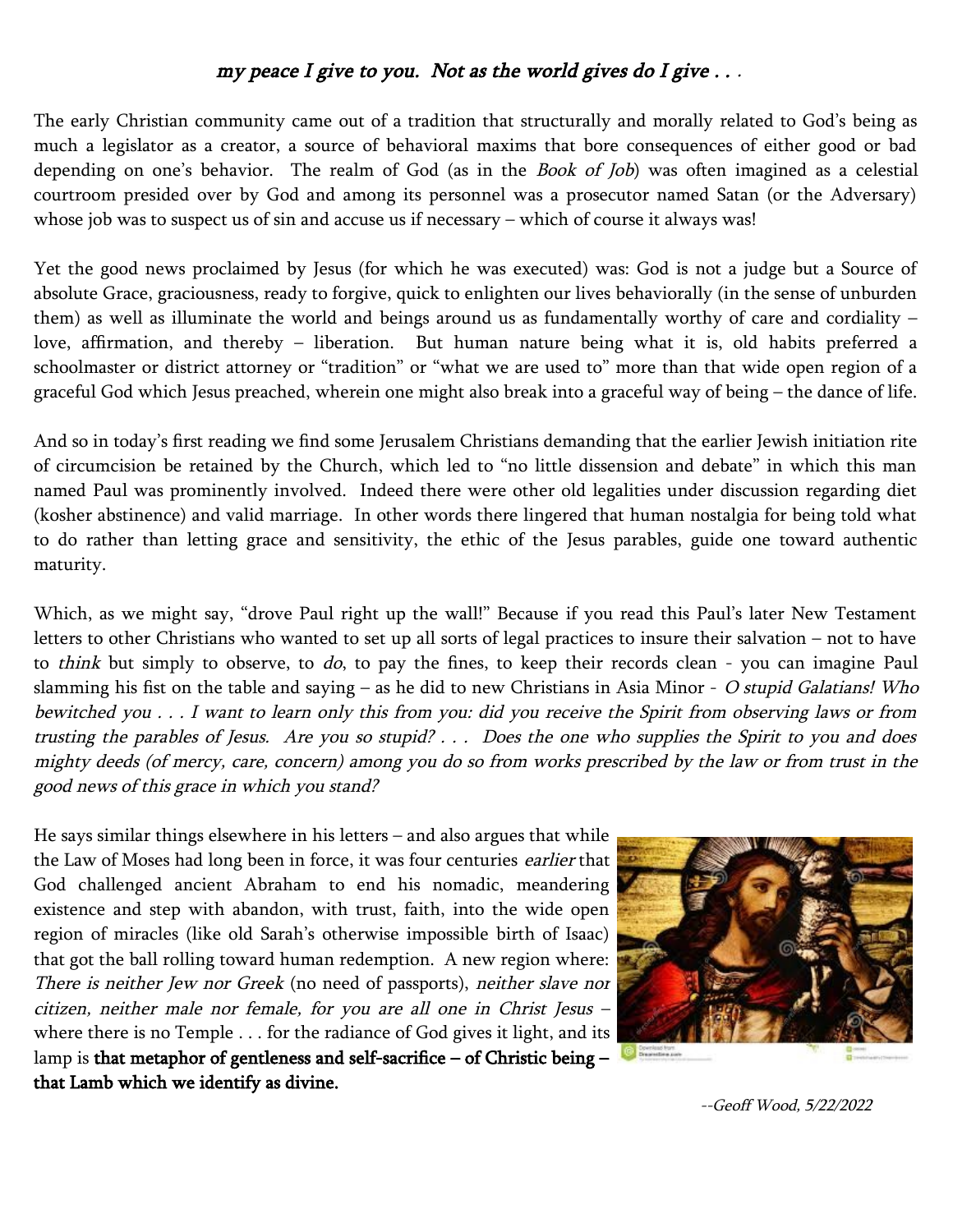*my peace I give to you. Not as the world gives do I give . . .*

The early Christian community came out of a tradition that structurally and morally related to God's being as much a legislator as a creator, a source of behavioral maxims that bore consequences of either good or bad depending on one's behavior. The realm of God (as in the *Book of Job*) was often imagined as a celestial courtroom presided over by God and among its personnel was a prosecutor named Satan (or the Adversary) whose job was to suspect us of sin and accuse us if necessary – which of course it always was!

Yet the good news proclaimed by Jesus (for which he was executed) was: God is not a judge but a Source of absolute Grace, graciousness, ready to forgive, quick to enlighten our lives behaviorally (in the sense of unburden them) as well as illuminate the world and beings around us as fundamentally worthy of care and cordiality – love, affirmation, and thereby – liberation. But human nature being what it is, old habits preferred a schoolmaster or district attorney or "tradition" or "what we are used to" more than that wide open region of a graceful God which Jesus preached, wherein one might also break into a graceful way of being – the dance of life.

And so in today's first reading we find some Jerusalem Christians demanding that the earlier Jewish initiation rite of circumcision be retained by the Church, which led to "no little dissension and debate" in which this man named Paul was prominently involved. Indeed there were other old legalities under discussion regarding diet (kosher abstinence) and valid marriage. In other words there lingered that human nostalgia for being told what to do rather than letting grace and sensitivity, the ethic of the Jesus parables, guide one toward authentic maturity.

Which, as we might say, "drove Paul right up the wall!" Because if you read this Paul's later New Testament letters to other Christians who wanted to set up all sorts of legal practices to insure their salvation – not to have to *think* but simply to observe, to *do*, to pay the fines, to keep their records clean - you can imagine Paul slamming his fist on the table and saying – as he did to new Christians in Asia Minor - *O stupid Galatians! Who bewitched you . . . I want to learn only this from you: did you receive the Spirit from observing laws or from trusting the parables of Jesus. Are you so stupid? . . . Does the one who supplies the Spirit to you and does mighty deeds (of mercy, care, concern) among you do so from works prescribed by the law or from trust in the good news of this grace in which you stand?*

He says similar things elsewhere in his letters – and also argues that while the Law of Moses had long been in force, it was four centuries *earlier* that God challenged ancient Abraham to end his nomadic, meandering existence and step with abandon, with trust, faith, into the wide open region of miracles (like old Sarah's otherwise impossible birth of Isaac) that got the ball rolling toward human redemption. A new region where: *There is neither Jew nor Greek* (no need of passports), *neither slave nor citizen, neither male nor female, for you are all one in Christ Jesus* – where there is no Temple . . . for the radiance of God gives it light, and its lamp is **that metaphor of gentleness and self-sacrifice – of Christic being – that Lamb which we identify as divine.**

*--Geoff Wood, 5/22/2022*